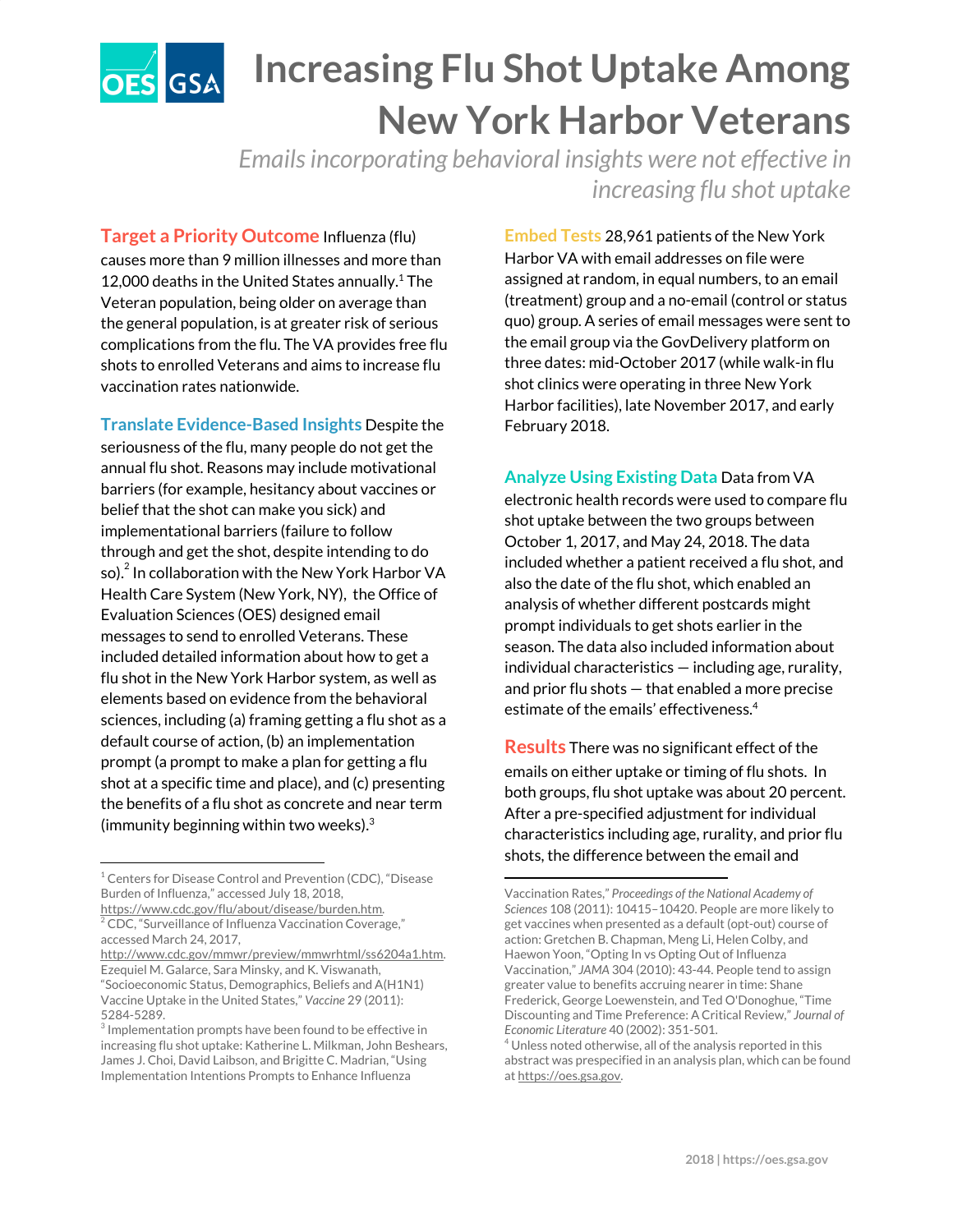# Increasing Flu Shot Uptake Among New York Harbor Veterans

*Emails incorporating behavioral insights were not effective in increasing flu shot uptake*

**Target a Priority Outcome** Influenza (flu) causes more than 9 million illnesses and more than 12,000 deaths in the United States annually.[1] The Veteran population, being older on average than the general population, is at greater risk of serious complications from the flu. The VA provides free flu shots to enrolled Veterans and aims to increase flu vaccination rates nationwide.

**Translate Evidence-Based Insights** Despite the seriousness of the flu, many people do not get the annual flu shot. Reasons may include motivational barriers (for example, hesitancy about vaccines or belief that the shot can make you sick) and implementational barriers (failure to follow through and get the shot, despite intending to do so).[2] In collaboration with the New York Harbor VA Health Care System (New York, NY), the Office of Evaluation Sciences (OES) designed email messages to send to enrolled Veterans. These included detailed information about how to get a flu shot in the New York Harbor system, as well as elements based on evidence from the behavioral sciences, including (a) framing getting a flu shot as a default course of action, (b) an implementation prompt (a prompt to make a plan for getting a flu shot at a specific time and place), and (c) presenting the benefits of a flu shot as concrete and near term (immunity beginning within two weeks).[3]

**Embed Tests** 28,961 patients of the New York Harbor VA with email addresses on file were assigned at random, in equal numbers, to an email (treatment) group and a no-email (control or status quo) group. A series of email messages were sent to the email group via the GovDelivery platform on three dates: mid-October 2017 (while walk-in flu shot clinics were operating in three New York Harbor facilities), late November 2017, and early February 2018.

**Analyze Using Existing Data** Data from VA electronic health records were used to compare flu shot uptake between the two groups between October 1, 2017, and May 24, 2018. The data included whether a patient received a flu shot, and also the date of the flu shot, which enabled an analysis of whether different postcards might prompt individuals to get shots earlier in the season. The data also included information about individual characteristics — including age, rurality, and prior flu shots — that enabled a more precise estimate of the emails' effectiveness.[4]

**Results** There was no significant effect of the emails on either uptake or timing of flu shots. In both groups, flu shot uptake was about 20 percent. After a pre-specified adjustment for individual characteristics including age, rurality, and prior flu shots, the difference between the email and

---

[1] Centers for Disease Control and Prevention (CDC), "Disease Burden of Influenza," accessed July 18, 2018, https://www.cdc.gov/flu/about/disease/burden.htm.

[2] CDC, "Surveillance of Influenza Vaccination Coverage," accessed March 24, 2017, http://www.cdc.gov/mmwr/preview/mmwrhtml/ss6204a1.htm. Ezequiel M. Galarce, Sara Minsky, and K. Viswanath, "Socioeconomic Status, Demographics, Beliefs and A(H1N1) Vaccine Uptake in the United States," *Vaccine* 29 (2011): 5284-5289.

[3] Implementation prompts have been found to be effective in increasing flu shot uptake: Katherine L. Milkman, John Beshears, James J. Choi, David Laibson, and Brigitte C. Madrian, "Using Implementation Intentions Prompts to Enhance Influenza Vaccination Rates," *Proceedings of the National Academy of Sciences* 108 (2011): 10415–10420. People are more likely to get vaccines when presented as a default (opt-out) course of action: Gretchen B. Chapman, Meng Li, Helen Colby, and Haewon Yoon, "Opting In vs Opting Out of Influenza Vaccination," *JAMA* 304 (2010): 43-44. People tend to assign greater value to benefits accruing nearer in time: Shane Frederick, George Loewenstein, and Ted O'Donoghue, "Time Discounting and Time Preference: A Critical Review," *Journal of Economic Literature* 40 (2002): 351-501.

[4] Unless noted otherwise, all of the analysis reported in this abstract was prespecified in an analysis plan, which can be found at https://oes.gsa.gov.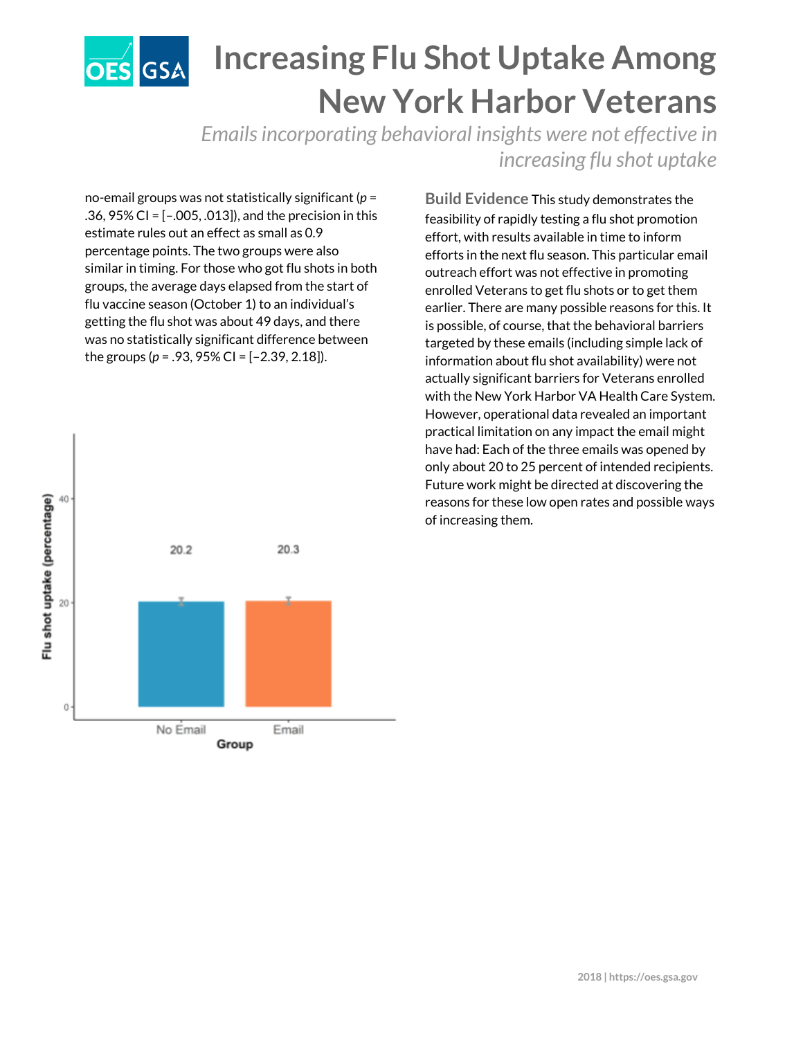# Increasing Flu Shot Uptake Among New York Harbor Veterans

*Emails incorporating behavioral insights were not effective in increasing flu shot uptake*

no-email groups was not statistically significant ($p$ = .36, 95% CI = [−.005, .013]), and the precision in this estimate rules out an effect as small as 0.9 percentage points. The two groups were also similar in timing. For those who got flu shots in both groups, the average days elapsed from the start of flu vaccine season (October 1) to an individual's getting the flu shot was about 49 days, and there was no statistically significant difference between the groups ($p$ = .93, 95% CI = [−2.39, 2.18]).

Flu shot uptake (percentage)
40
20
0
20.2
20.3
No Email
Email
Group

**Build Evidence** This study demonstrates the feasibility of rapidly testing a flu shot promotion effort, with results available in time to inform efforts in the next flu season. This particular email outreach effort was not effective in promoting enrolled Veterans to get flu shots or to get them earlier. There are many possible reasons for this. It is possible, of course, that the behavioral barriers targeted by these emails (including simple lack of information about flu shot availability) were not actually significant barriers for Veterans enrolled with the New York Harbor VA Health Care System. However, operational data revealed an important practical limitation on any impact the email might have had: Each of the three emails was opened by only about 20 to 25 percent of intended recipients. Future work might be directed at discovering the reasons for these low open rates and possible ways of increasing them.